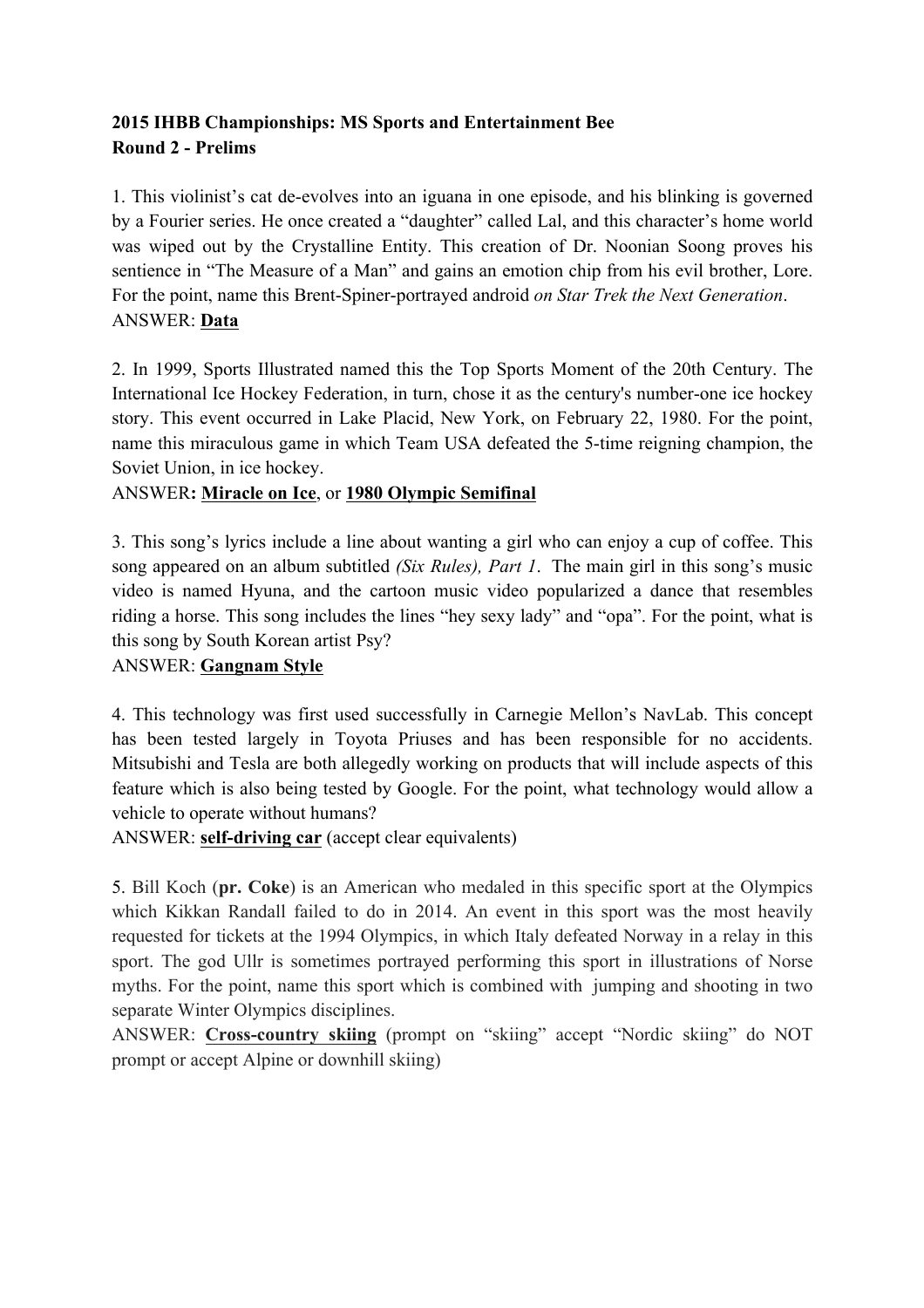**2015 IHBB Championships: MS Sports and Entertainment Bee**
**Round 2 - Prelims**

1. This violinist's cat de-evolves into an iguana in one episode, and his blinking is governed by a Fourier series. He once created a "daughter" called Lal, and this character's home world was wiped out by the Crystalline Entity. This creation of Dr. Noonian Soong proves his sentience in "The Measure of a Man" and gains an emotion chip from his evil brother, Lore. For the point, name this Brent-Spiner-portrayed android *on Star Trek the Next Generation*.
ANSWER: **Data**

2. In 1999, Sports Illustrated named this the Top Sports Moment of the 20th Century. The International Ice Hockey Federation, in turn, chose it as the century's number-one ice hockey story. This event occurred in Lake Placid, New York, on February 22, 1980. For the point, name this miraculous game in which Team USA defeated the 5-time reigning champion, the Soviet Union, in ice hockey.
ANSWER**: Miracle on Ice**, or **1980 Olympic Semifinal**

3. This song's lyrics include a line about wanting a girl who can enjoy a cup of coffee. This song appeared on an album subtitled *(Six Rules), Part 1*. The main girl in this song's music video is named Hyuna, and the cartoon music video popularized a dance that resembles riding a horse. This song includes the lines "hey sexy lady" and "opa". For the point, what is this song by South Korean artist Psy?
ANSWER: **Gangnam Style**

4. This technology was first used successfully in Carnegie Mellon's NavLab. This concept has been tested largely in Toyota Priuses and has been responsible for no accidents. Mitsubishi and Tesla are both allegedly working on products that will include aspects of this feature which is also being tested by Google. For the point, what technology would allow a vehicle to operate without humans?
ANSWER: **self-driving car** (accept clear equivalents)

5. Bill Koch (**pr. Coke**) is an American who medaled in this specific sport at the Olympics which Kikkan Randall failed to do in 2014. An event in this sport was the most heavily requested for tickets at the 1994 Olympics, in which Italy defeated Norway in a relay in this sport. The god Ullr is sometimes portrayed performing this sport in illustrations of Norse myths. For the point, name this sport which is combined with jumping and shooting in two separate Winter Olympics disciplines.
ANSWER: **Cross-country skiing** (prompt on "skiing" accept "Nordic skiing" do NOT prompt or accept Alpine or downhill skiing)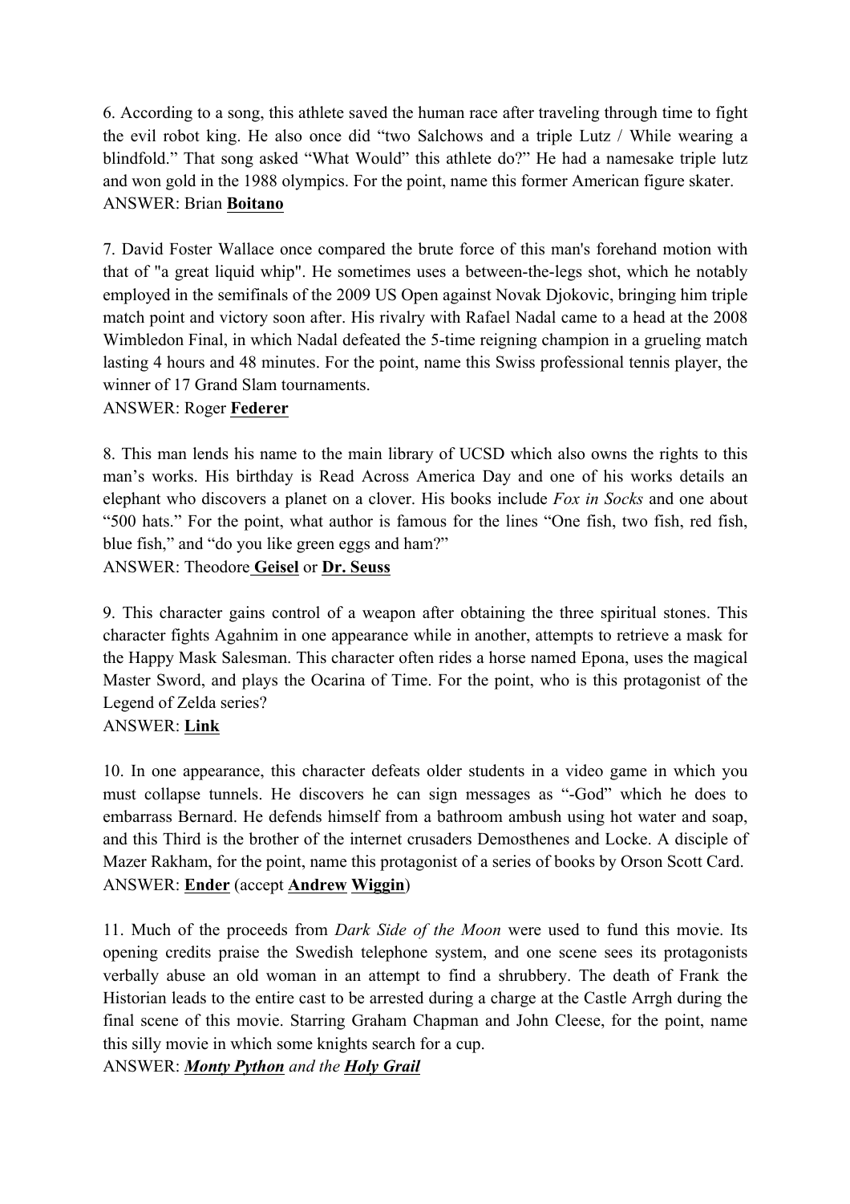6. According to a song, this athlete saved the human race after traveling through time to fight the evil robot king. He also once did "two Salchows and a triple Lutz / While wearing a blindfold." That song asked "What Would" this athlete do?" He had a namesake triple lutz and won gold in the 1988 olympics. For the point, name this former American figure skater.
ANSWER: Brian **Boitano**

7. David Foster Wallace once compared the brute force of this man's forehand motion with that of "a great liquid whip". He sometimes uses a between-the-legs shot, which he notably employed in the semifinals of the 2009 US Open against Novak Djokovic, bringing him triple match point and victory soon after. His rivalry with Rafael Nadal came to a head at the 2008 Wimbledon Final, in which Nadal defeated the 5-time reigning champion in a grueling match lasting 4 hours and 48 minutes. For the point, name this Swiss professional tennis player, the winner of 17 Grand Slam tournaments.
ANSWER: Roger **Federer**

8. This man lends his name to the main library of UCSD which also owns the rights to this man's works. His birthday is Read Across America Day and one of his works details an elephant who discovers a planet on a clover. His books include *Fox in Socks* and one about "500 hats." For the point, what author is famous for the lines "One fish, two fish, red fish, blue fish," and "do you like green eggs and ham?"
ANSWER: Theodore **Geisel** or **Dr. Seuss**

9. This character gains control of a weapon after obtaining the three spiritual stones. This character fights Agahnim in one appearance while in another, attempts to retrieve a mask for the Happy Mask Salesman. This character often rides a horse named Epona, uses the magical Master Sword, and plays the Ocarina of Time. For the point, who is this protagonist of the Legend of Zelda series?
ANSWER: **Link**

10. In one appearance, this character defeats older students in a video game in which you must collapse tunnels. He discovers he can sign messages as "-God" which he does to embarrass Bernard. He defends himself from a bathroom ambush using hot water and soap, and this Third is the brother of the internet crusaders Demosthenes and Locke. A disciple of Mazer Rakham, for the point, name this protagonist of a series of books by Orson Scott Card.
ANSWER: **Ender** (accept **Andrew** **Wiggin**)

11. Much of the proceeds from *Dark Side of the Moon* were used to fund this movie. Its opening credits praise the Swedish telephone system, and one scene sees its protagonists verbally abuse an old woman in an attempt to find a shrubbery. The death of Frank the Historian leads to the entire cast to be arrested during a charge at the Castle Arrgh during the final scene of this movie. Starring Graham Chapman and John Cleese, for the point, name this silly movie in which some knights search for a cup.
ANSWER: ***Monty Python*** *and the* ***Holy Grail***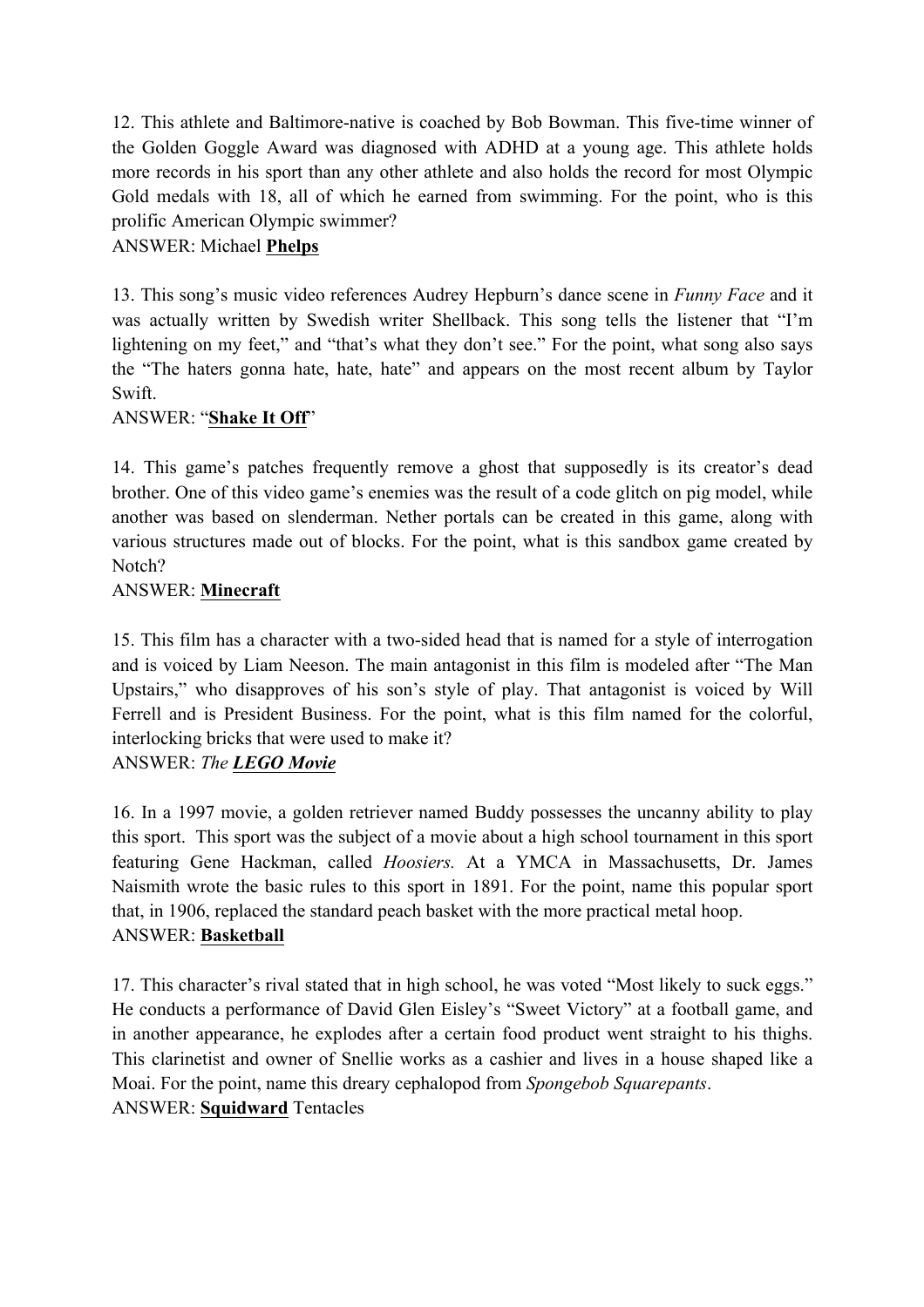12. This athlete and Baltimore-native is coached by Bob Bowman. This five-time winner of the Golden Goggle Award was diagnosed with ADHD at a young age. This athlete holds more records in his sport than any other athlete and also holds the record for most Olympic Gold medals with 18, all of which he earned from swimming. For the point, who is this prolific American Olympic swimmer?
ANSWER: Michael **<u>Phelps</u>**

13. This song's music video references Audrey Hepburn's dance scene in *Funny Face* and it was actually written by Swedish writer Shellback. This song tells the listener that "I'm lightening on my feet," and "that's what they don't see." For the point, what song also says the "The haters gonna hate, hate, hate" and appears on the most recent album by Taylor Swift.
ANSWER: "**<u>Shake It Off</u>**"

14. This game's patches frequently remove a ghost that supposedly is its creator's dead brother. One of this video game's enemies was the result of a code glitch on pig model, while another was based on slenderman. Nether portals can be created in this game, along with various structures made out of blocks. For the point, what is this sandbox game created by Notch?
ANSWER: **<u>Minecraft</u>**

15. This film has a character with a two-sided head that is named for a style of interrogation and is voiced by Liam Neeson. The main antagonist in this film is modeled after "The Man Upstairs," who disapproves of his son's style of play. That antagonist is voiced by Will Ferrell and is President Business. For the point, what is this film named for the colorful, interlocking bricks that were used to make it?
ANSWER: *The* ***<u>LEGO Movie</u>***

16. In a 1997 movie, a golden retriever named Buddy possesses the uncanny ability to play this sport. This sport was the subject of a movie about a high school tournament in this sport featuring Gene Hackman, called *Hoosiers.* At a YMCA in Massachusetts, Dr. James Naismith wrote the basic rules to this sport in 1891. For the point, name this popular sport that, in 1906, replaced the standard peach basket with the more practical metal hoop.
ANSWER: **<u>Basketball</u>**

17. This character's rival stated that in high school, he was voted "Most likely to suck eggs." He conducts a performance of David Glen Eisley's "Sweet Victory" at a football game, and in another appearance, he explodes after a certain food product went straight to his thighs. This clarinetist and owner of Snellie works as a cashier and lives in a house shaped like a Moai. For the point, name this dreary cephalopod from *Spongebob Squarepants*.
ANSWER: **<u>Squidward</u>** Tentacles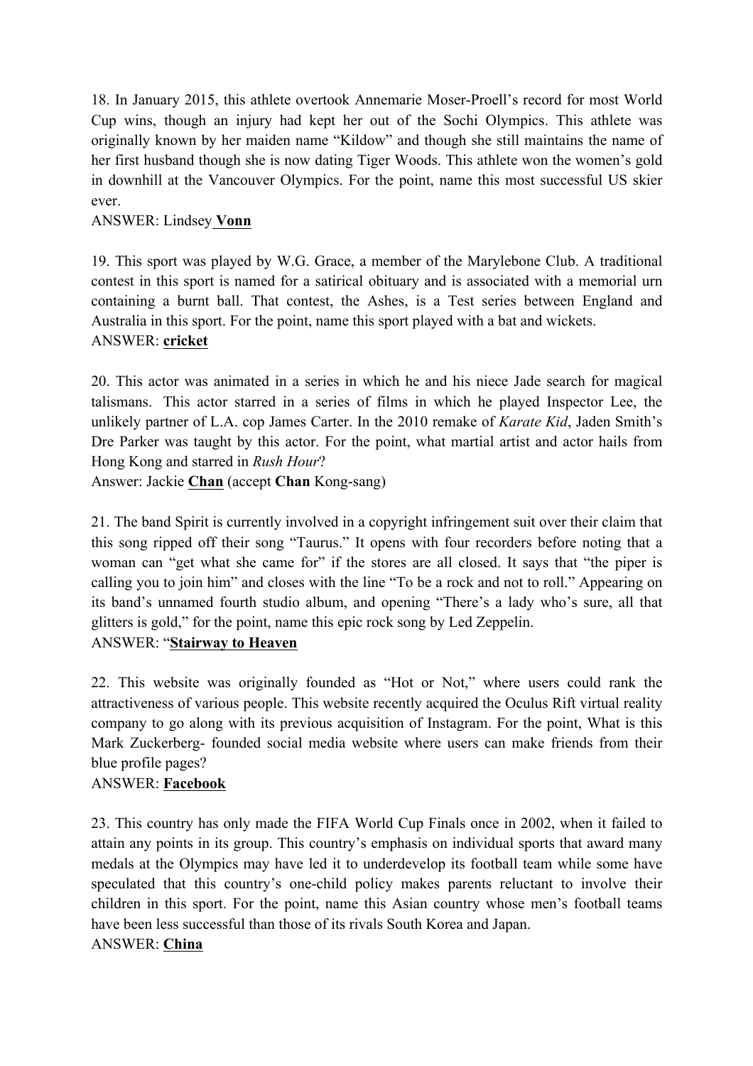18. In January 2015, this athlete overtook Annemarie Moser-Proell's record for most World Cup wins, though an injury had kept her out of the Sochi Olympics. This athlete was originally known by her maiden name "Kildow" and though she still maintains the name of her first husband though she is now dating Tiger Woods. This athlete won the women's gold in downhill at the Vancouver Olympics. For the point, name this most successful US skier ever.

ANSWER: Lindsey **Vonn**

19. This sport was played by W.G. Grace, a member of the Marylebone Club. A traditional contest in this sport is named for a satirical obituary and is associated with a memorial urn containing a burnt ball. That contest, the Ashes, is a Test series between England and Australia in this sport. For the point, name this sport played with a bat and wickets.

ANSWER: **cricket**

20. This actor was animated in a series in which he and his niece Jade search for magical talismans. This actor starred in a series of films in which he played Inspector Lee, the unlikely partner of L.A. cop James Carter. In the 2010 remake of *Karate Kid*, Jaden Smith's Dre Parker was taught by this actor. For the point, what martial artist and actor hails from Hong Kong and starred in *Rush Hour*?

Answer: Jackie **Chan** (accept **Chan** Kong-sang)

21. The band Spirit is currently involved in a copyright infringement suit over their claim that this song ripped off their song "Taurus." It opens with four recorders before noting that a woman can "get what she came for" if the stores are all closed. It says that "the piper is calling you to join him" and closes with the line "To be a rock and not to roll." Appearing on its band's unnamed fourth studio album, and opening "There's a lady who's sure, all that glitters is gold," for the point, name this epic rock song by Led Zeppelin.

ANSWER: "**Stairway to Heaven**

22. This website was originally founded as "Hot or Not," where users could rank the attractiveness of various people. This website recently acquired the Oculus Rift virtual reality company to go along with its previous acquisition of Instagram. For the point, What is this Mark Zuckerberg- founded social media website where users can make friends from their blue profile pages?

ANSWER: **Facebook**

23. This country has only made the FIFA World Cup Finals once in 2002, when it failed to attain any points in its group. This country's emphasis on individual sports that award many medals at the Olympics may have led it to underdevelop its football team while some have speculated that this country's one-child policy makes parents reluctant to involve their children in this sport. For the point, name this Asian country whose men's football teams have been less successful than those of its rivals South Korea and Japan.

ANSWER: **China**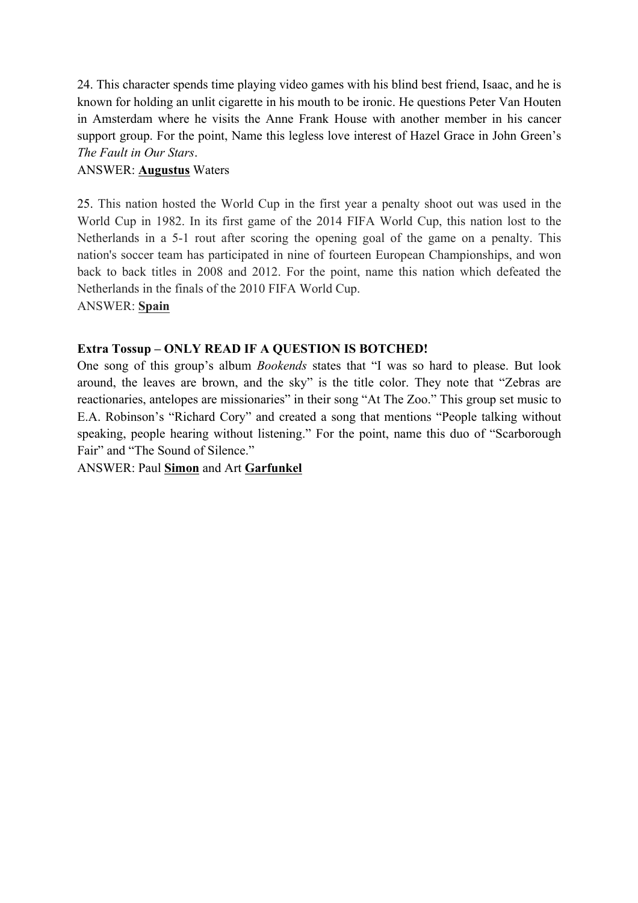24. This character spends time playing video games with his blind best friend, Isaac, and he is known for holding an unlit cigarette in his mouth to be ironic. He questions Peter Van Houten in Amsterdam where he visits the Anne Frank House with another member in his cancer support group. For the point, Name this legless love interest of Hazel Grace in John Green's *The Fault in Our Stars*.

ANSWER: **Augustus** Waters

25. This nation hosted the World Cup in the first year a penalty shoot out was used in the World Cup in 1982. In its first game of the 2014 FIFA World Cup, this nation lost to the Netherlands in a 5-1 rout after scoring the opening goal of the game on a penalty. This nation's soccer team has participated in nine of fourteen European Championships, and won back to back titles in 2008 and 2012. For the point, name this nation which defeated the Netherlands in the finals of the 2010 FIFA World Cup.

ANSWER: **Spain**

**Extra Tossup – ONLY READ IF A QUESTION IS BOTCHED!**

One song of this group's album *Bookends* states that "I was so hard to please. But look around, the leaves are brown, and the sky" is the title color. They note that "Zebras are reactionaries, antelopes are missionaries" in their song "At The Zoo." This group set music to E.A. Robinson's "Richard Cory" and created a song that mentions "People talking without speaking, people hearing without listening." For the point, name this duo of "Scarborough Fair" and "The Sound of Silence."

ANSWER: Paul **Simon** and Art **Garfunkel**